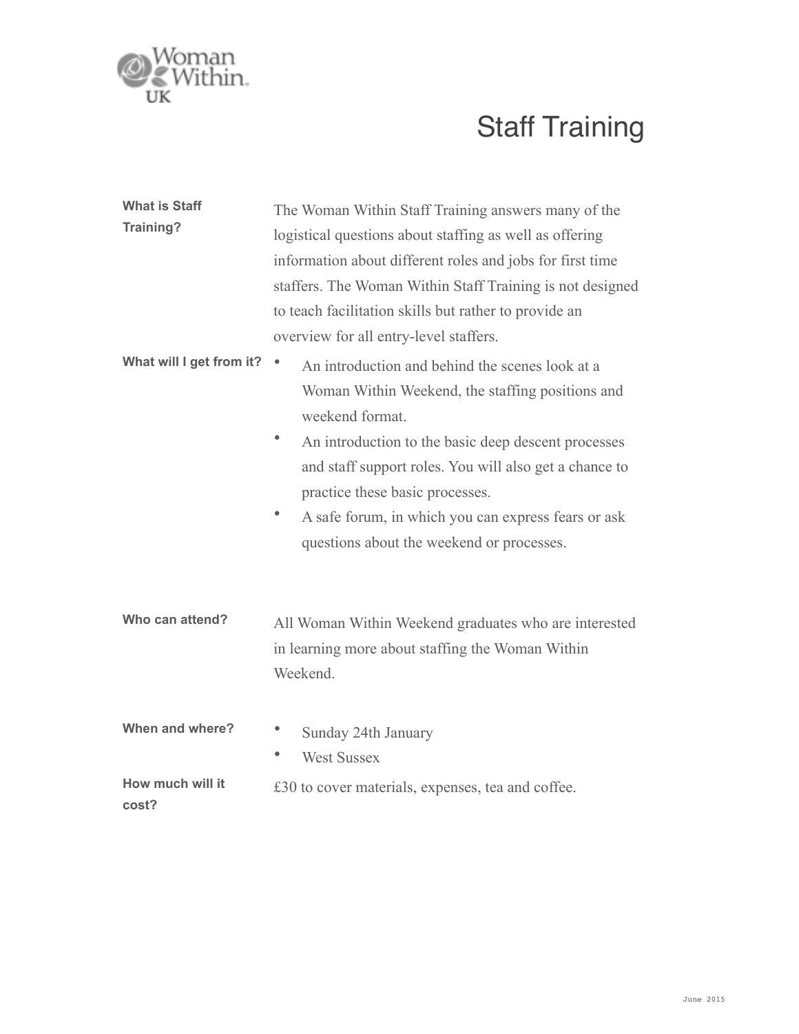Woman Within UK

# Staff Training

**What is Staff Training?**

The Woman Within Staff Training answers many of the logistical questions about staffing as well as offering information about different roles and jobs for first time staffers. The Woman Within Staff Training is not designed to teach facilitation skills but rather to provide an overview for all entry-level staffers.

**What will I get from it?**

- An introduction and behind the scenes look at a Woman Within Weekend, the staffing positions and weekend format.
- An introduction to the basic deep descent processes and staff support roles. You will also get a chance to practice these basic processes.
- A safe forum, in which you can express fears or ask questions about the weekend or processes.

**Who can attend?**

All Woman Within Weekend graduates who are interested in learning more about staffing the Woman Within Weekend.

**When and where?**

- Sunday 24th January
- West Sussex

**How much will it cost?**

£30 to cover materials, expenses, tea and coffee.

June 2015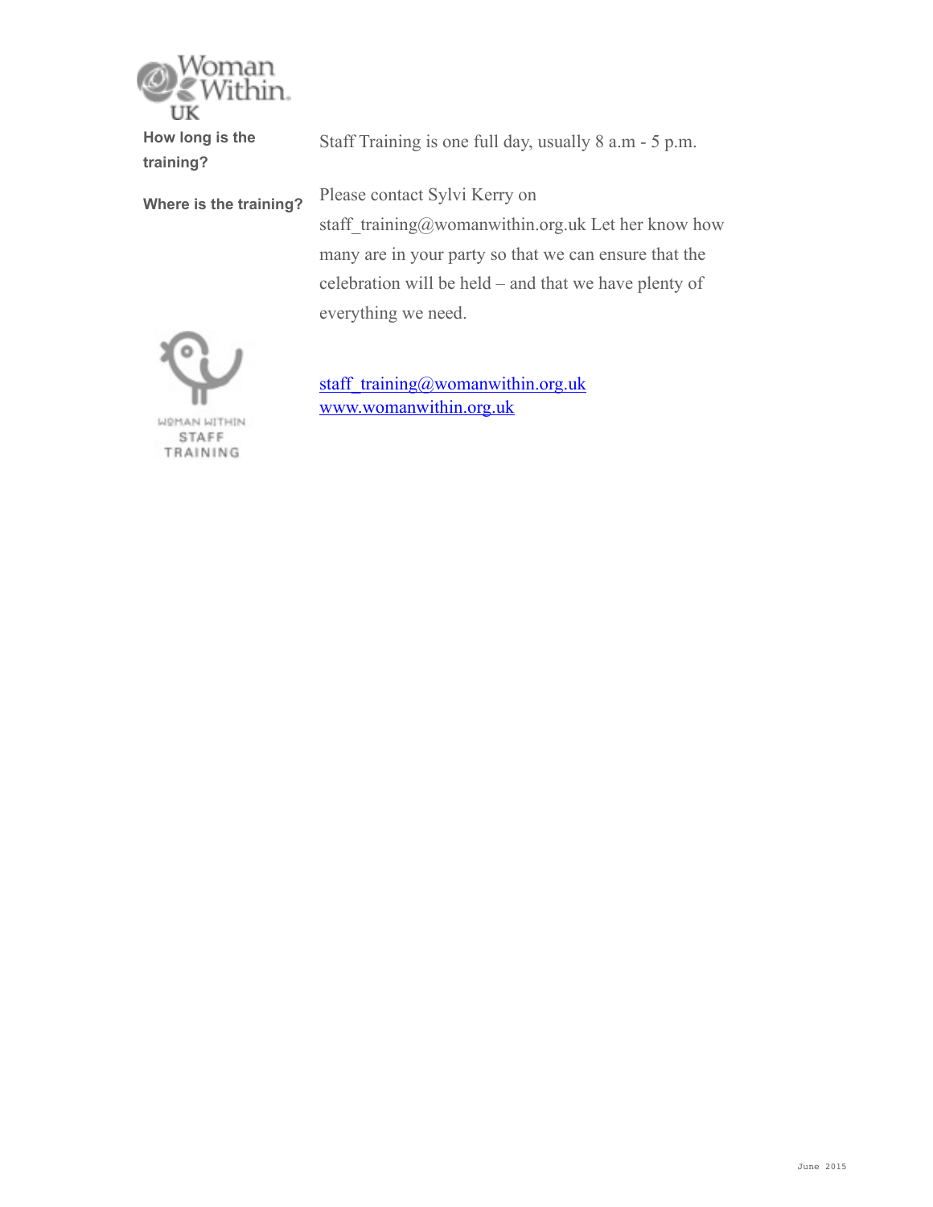**How long is the training?**

Staff Training is one full day, usually 8 a.m - 5 p.m.

**Where is the training?**

Please contact Sylvi Kerry on staff_training@womanwithin.org.uk Let her know how many are in your party so that we can ensure that the celebration will be held – and that we have plenty of everything we need.

WOMAN WITHIN STAFF TRAINING

[staff_training@womanwithin.org.uk](mailto:staff_training@womanwithin.org.uk)
[www.womanwithin.org.uk](http://www.womanwithin.org.uk)

June 2015